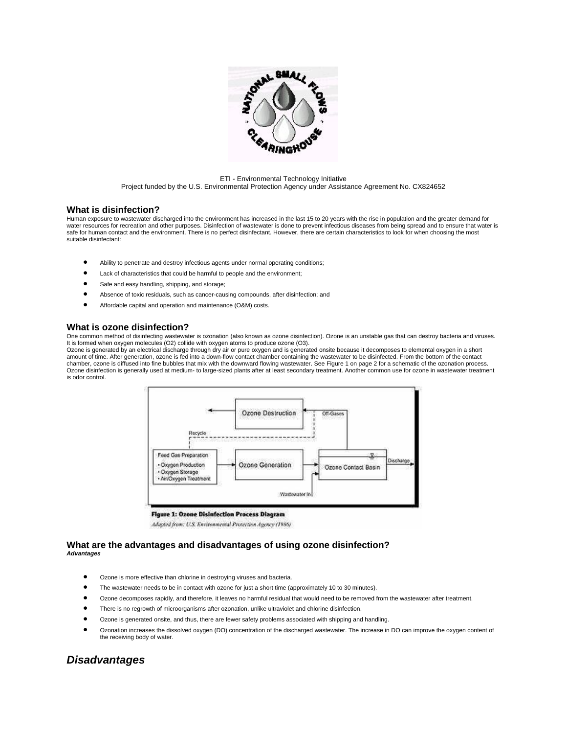ETI - Environmental Technology Initiative
Project funded by the U.S. Environmental Protection Agency under Assistance Agreement No. CX824652

## What is disinfection?

Human exposure to wastewater discharged into the environment has increased in the last 15 to 20 years with the rise in population and the greater demand for water resources for recreation and other purposes. Disinfection of wastewater is done to prevent infectious diseases from being spread and to ensure that water is safe for human contact and the environment. There is no perfect disinfectant. However, there are certain characteristics to look for when choosing the most suitable disinfectant:

- Ability to penetrate and destroy infectious agents under normal operating conditions;
- Lack of characteristics that could be harmful to people and the environment;
- Safe and easy handling, shipping, and storage;
- Absence of toxic residuals, such as cancer-causing compounds, after disinfection; and
- Affordable capital and operation and maintenance (O&M) costs.

## What is ozone disinfection?

One common method of disinfecting wastewater is ozonation (also known as ozone disinfection). Ozone is an unstable gas that can destroy bacteria and viruses. It is formed when oxygen molecules ($O_2$) collide with oxygen atoms to produce ozone ($O_3$).
Ozone is generated by an electrical discharge through dry air or pure oxygen and is generated onsite because it decomposes to elemental oxygen in a short amount of time. After generation, ozone is fed into a down-flow contact chamber containing the wastewater to be disinfected. From the bottom of the contact chamber, ozone is diffused into fine bubbles that mix with the downward flowing wastewater. See Figure 1 on page 2 for a schematic of the ozonation process. Ozone disinfection is generally used at medium- to large-sized plants after at least secondary treatment. Another common use for ozone in wastewater treatment is odor control.

**Figure 1: Ozone Disinfection Process Diagram**

*Adapted from: U.S. Environmental Protection Agency (1986)*

## What are the advantages and disadvantages of using ozone disinfection?

***Advantages***

- Ozone is more effective than chlorine in destroying viruses and bacteria.
- The wastewater needs to be in contact with ozone for just a short time (approximately 10 to 30 minutes).
- Ozone decomposes rapidly, and therefore, it leaves no harmful residual that would need to be removed from the wastewater after treatment.
- There is no regrowth of microorganisms after ozonation, unlike ultraviolet and chlorine disinfection.
- Ozone is generated onsite, and thus, there are fewer safety problems associated with shipping and handling.
- Ozonation increases the dissolved oxygen (DO) concentration of the discharged wastewater. The increase in DO can improve the oxygen content of the receiving body of water.

## *Disadvantages*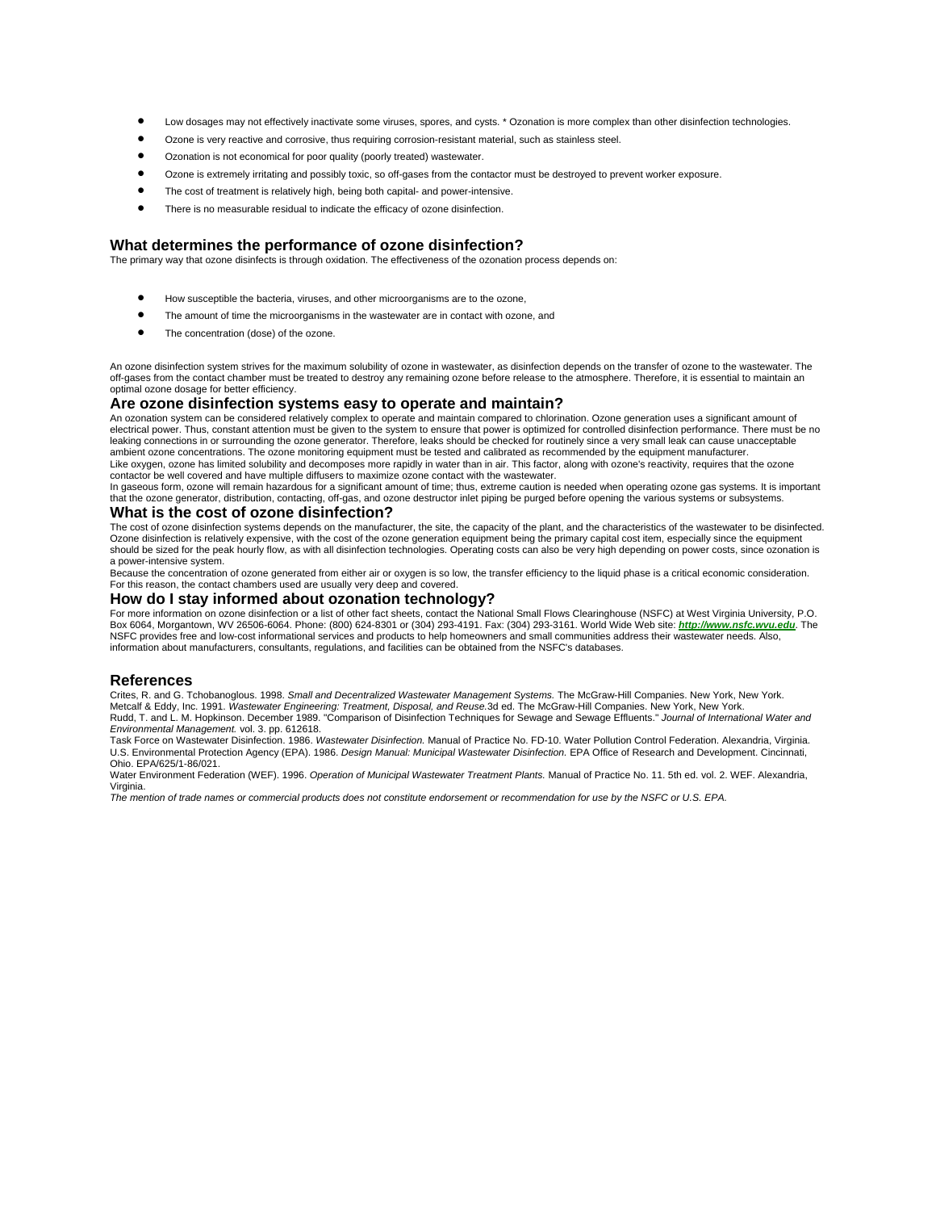- Low dosages may not effectively inactivate some viruses, spores, and cysts. * Ozonation is more complex than other disinfection technologies.
- Ozone is very reactive and corrosive, thus requiring corrosion-resistant material, such as stainless steel.
- Ozonation is not economical for poor quality (poorly treated) wastewater.
- Ozone is extremely irritating and possibly toxic, so off-gases from the contactor must be destroyed to prevent worker exposure.
- The cost of treatment is relatively high, being both capital- and power-intensive.
- There is no measurable residual to indicate the efficacy of ozone disinfection.

## What determines the performance of ozone disinfection?

The primary way that ozone disinfects is through oxidation. The effectiveness of the ozonation process depends on:

- How susceptible the bacteria, viruses, and other microorganisms are to the ozone,
- The amount of time the microorganisms in the wastewater are in contact with ozone, and
- The concentration (dose) of the ozone.

An ozone disinfection system strives for the maximum solubility of ozone in wastewater, as disinfection depends on the transfer of ozone to the wastewater. The off-gases from the contact chamber must be treated to destroy any remaining ozone before release to the atmosphere. Therefore, it is essential to maintain an optimal ozone dosage for better efficiency.

## Are ozone disinfection systems easy to operate and maintain?

An ozonation system can be considered relatively complex to operate and maintain compared to chlorination. Ozone generation uses a significant amount of electrical power. Thus, constant attention must be given to the system to ensure that power is optimized for controlled disinfection performance. There must be no leaking connections in or surrounding the ozone generator. Therefore, leaks should be checked for routinely since a very small leak can cause unacceptable ambient ozone concentrations. The ozone monitoring equipment must be tested and calibrated as recommended by the equipment manufacturer.

Like oxygen, ozone has limited solubility and decomposes more rapidly in water than in air. This factor, along with ozone's reactivity, requires that the ozone contactor be well covered and have multiple diffusers to maximize ozone contact with the wastewater.

In gaseous form, ozone will remain hazardous for a significant amount of time; thus, extreme caution is needed when operating ozone gas systems. It is important that the ozone generator, distribution, contacting, off-gas, and ozone destructor inlet piping be purged before opening the various systems or subsystems.

## What is the cost of ozone disinfection?

The cost of ozone disinfection systems depends on the manufacturer, the site, the capacity of the plant, and the characteristics of the wastewater to be disinfected. Ozone disinfection is relatively expensive, with the cost of the ozone generation equipment being the primary capital cost item, especially since the equipment should be sized for the peak hourly flow, as with all disinfection technologies. Operating costs can also be very high depending on power costs, since ozonation is a power-intensive system.

Because the concentration of ozone generated from either air or oxygen is so low, the transfer efficiency to the liquid phase is a critical economic consideration. For this reason, the contact chambers used are usually very deep and covered.

## How do I stay informed about ozonation technology?

For more information on ozone disinfection or a list of other fact sheets, contact the National Small Flows Clearinghouse (NSFC) at West Virginia University, P.O. Box 6064, Morgantown, WV 26506-6064. Phone: (800) 624-8301 or (304) 293-4191. Fax: (304) 293-3161. World Wide Web site: ***http://www.nsfc.wvu.edu***. The NSFC provides free and low-cost informational services and products to help homeowners and small communities address their wastewater needs. Also, information about manufacturers, consultants, regulations, and facilities can be obtained from the NSFC's databases.

## References

Crites, R. and G. Tchobanoglous. 1998. *Small and Decentralized Wastewater Management Systems.* The McGraw-Hill Companies. New York, New York.

Metcalf & Eddy, Inc. 1991. *Wastewater Engineering: Treatment, Disposal, and Reuse.* 3d ed. The McGraw-Hill Companies. New York, New York.

Rudd, T. and L. M. Hopkinson. December 1989. "Comparison of Disinfection Techniques for Sewage and Sewage Effluents." *Journal of International Water and Environmental Management.* vol. 3. pp. 612618.

Task Force on Wastewater Disinfection. 1986. *Wastewater Disinfection.* Manual of Practice No. FD-10. Water Pollution Control Federation. Alexandria, Virginia.

U.S. Environmental Protection Agency (EPA). 1986. *Design Manual: Municipal Wastewater Disinfection.* EPA Office of Research and Development. Cincinnati, Ohio. EPA/625/1-86/021.

Water Environment Federation (WEF). 1996. *Operation of Municipal Wastewater Treatment Plants.* Manual of Practice No. 11. 5th ed. vol. 2. WEF. Alexandria, Virginia.

*The mention of trade names or commercial products does not constitute endorsement or recommendation for use by the NSFC or U.S. EPA.*